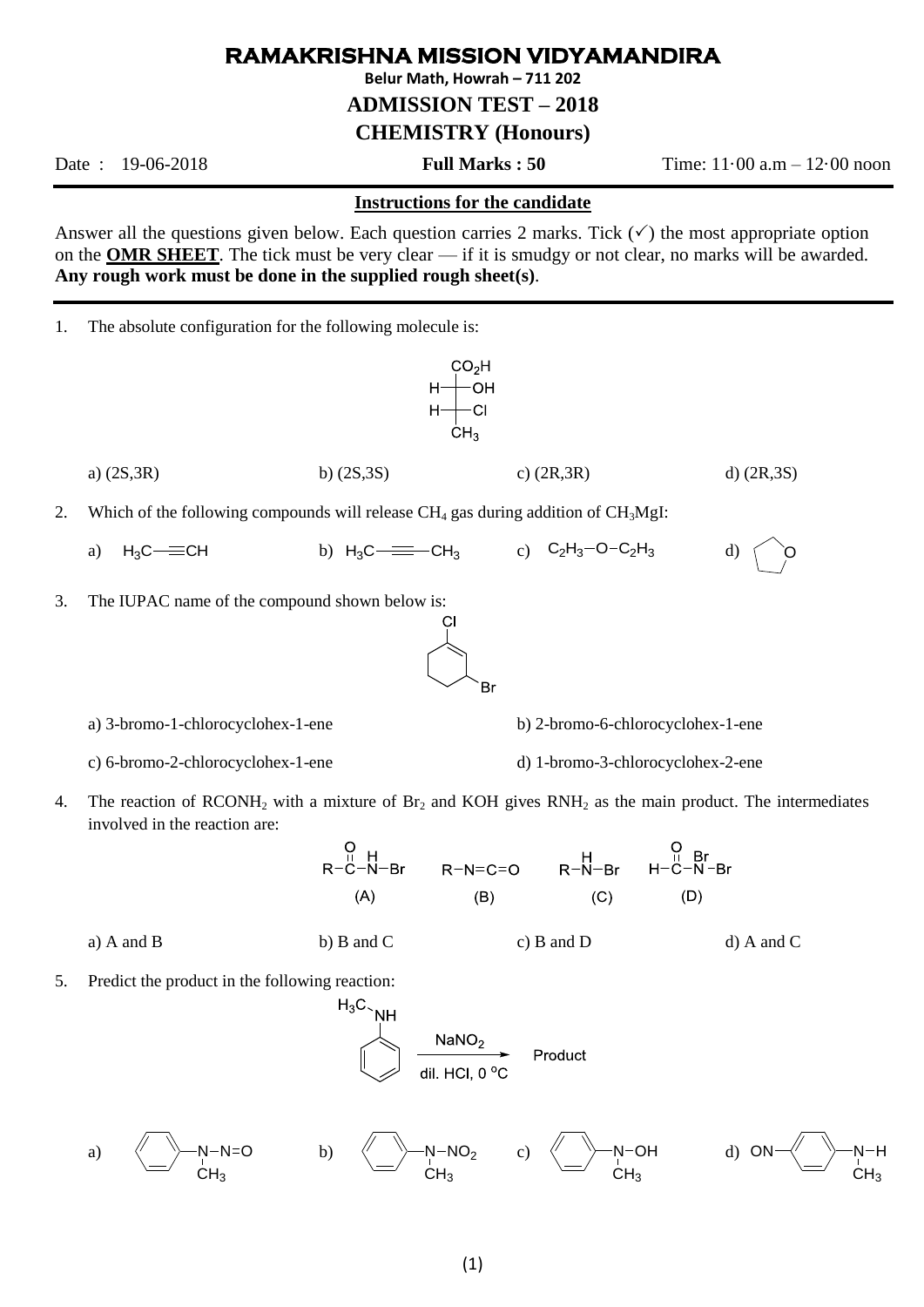# RAMAKRISHNA MISSION VIDYAMANDIRA

**Belur Math, Howrah – 711 202**

## ADMISSION TEST – 2018

## CHEMISTRY (Honours)

Date : 19-06-2018 | **Full Marks : 50** | Time: 11·00 a.m – 12·00 noon

---

**Instructions for the candidate**

Answer all the questions given below. Each question carries 2 marks. Tick (✓) the most appropriate option on the **OMR SHEET**. The tick must be very clear — if it is smudgy or not clear, no marks will be awarded. **Any rough work must be done in the supplied rough sheet(s)**.

---

1. The absolute configuration for the following molecule is:

   Fischer projection (top to bottom): $CO_2H$; H—C—OH; H—C—Cl; $CH_3$

   a) (2S,3R) b) (2S,3S) c) (2R,3R) d) (2R,3S)

2. Which of the following compounds will release $CH_4$ gas during addition of $CH_3MgI$:

   a) $H_3C{-}C{\equiv}CH$ b) $H_3C{-}C{\equiv}C{-}CH_3$ c) $C_2H_3{-}O{-}C_2H_3$ d) tetrahydrofuran (five-membered ring with O)

3. The IUPAC name of the compound shown below is:

   (cyclohexene ring with Cl on a double-bond carbon and Br on the ring carbon adjacent to the other double-bond carbon)

   a) 3-bromo-1-chlorocyclohex-1-ene b) 2-bromo-6-chlorocyclohex-1-ene

   c) 6-bromo-2-chlorocyclohex-1-ene d) 1-bromo-3-chlorocyclohex-2-ene

4. The reaction of $RCONH_2$ with a mixture of $Br_2$ and KOH gives $RNH_2$ as the main product. The intermediates involved in the reaction are:

   (A) $R{-}C(=O){-}NH{-}Br$ (B) $R{-}N{=}C{=}O$ (C) $R{-}NH{-}Br$ (D) $H{-}C(=O){-}N(Br){-}Br$

   a) A and B b) B and C c) B and D d) A and C

5. Predict the product in the following reaction:

   $C_6H_5{-}NH{-}CH_3 \xrightarrow[\text{dil. HCl, } 0\,^oC]{NaNO_2}$ Product

   a) $C_6H_5{-}N(CH_3){-}N{=}O$ b) $C_6H_5{-}N(CH_3){-}NO_2$ c) $C_6H_5{-}N(CH_3){-}OH$ d) $ON{-}C_6H_4{-}N(CH_3){-}H$ (para)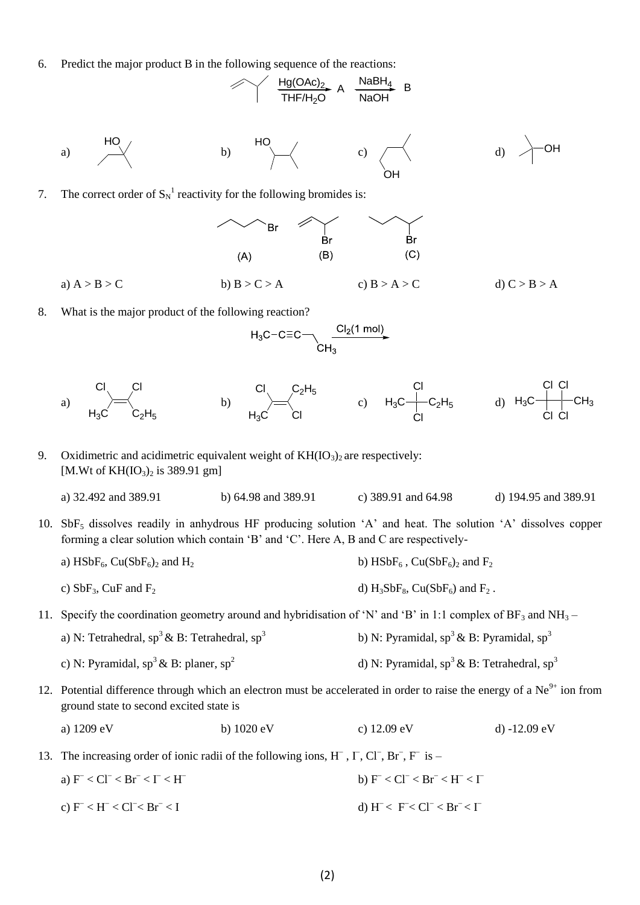6. Predict the major product B in the following sequence of the reactions:

$$\text{(3-methyl-1-butene)} \xrightarrow[\text{THF/H}_2\text{O}]{\text{Hg(OAc)}_2} A \xrightarrow[\text{NaOH}]{\text{NaBH}_4} B$$

a) (HO-substituted structure) b) (HO-substituted structure) c) (OH-substituted structure) d) (OH-substituted structure)

7. The correct order of $S_N1$ reactivity for the following bromides is:

(A) (B) (C)

a) A > B > C b) B > C > A c) B > A > C d) C > B > A

8. What is the major product of the following reaction?

$$H_3C-C\equiv C-CH_2CH_3 \xrightarrow{Cl_2 (1\ mol)}$$

a) $Cl(H_3C)C=C(Cl)C_2H_5$ (Cl, Cl on same side) b) $Cl(H_3C)C=C(C_2H_5)Cl$ c) $H_3C-CCl_2-C_2H_5$ d) $H_3C-CCl_2-CCl_2-CH_3$

9. Oxidimetric and acidimetric equivalent weight of $KH(IO_3)_2$ are respectively:
[M.Wt of $KH(IO_3)_2$ is 389.91 gm]

a) 32.492 and 389.91 b) 64.98 and 389.91 c) 389.91 and 64.98 d) 194.95 and 389.91

10. $SbF_5$ dissolves readily in anhydrous HF producing solution 'A' and heat. The solution 'A' dissolves copper forming a clear solution which contain 'B' and 'C'. Here A, B and C are respectively-

a) $HSbF_6$, $Cu(SbF_6)_2$ and $H_2$
b) $HSbF_6$ , $Cu(SbF_6)_2$ and $F_2$
c) $SbF_3$, CuF and $F_2$
d) $H_3SbF_8$, $Cu(SbF_6)$ and $F_2$ .

11. Specify the coordination geometry around and hybridisation of 'N' and 'B' in 1:1 complex of $BF_3$ and $NH_3$ –

a) N: Tetrahedral, $sp^3$ & B: Tetrahedral, $sp^3$
b) N: Pyramidal, $sp^3$ & B: Pyramidal, $sp^3$
c) N: Pyramidal, $sp^3$ & B: planer, $sp^2$
d) N: Pyramidal, $sp^3$ & B: Tetrahedral, $sp^3$

12. Potential difference through which an electron must be accelerated in order to raise the energy of a $Ne^{9+}$ ion from ground state to second excited state is

a) 1209 eV b) 1020 eV c) 12.09 eV d) -12.09 eV

13. The increasing order of ionic radii of the following ions, $H^-$ , $I^-$, $Cl^-$, $Br^-$, $F^-$ is –

a) $F^- < Cl^- < Br^- < I^- < H^-$
b) $F^- < Cl^- < Br^- < H^- < I^-$
c) $F^- < H^- < Cl^- < Br^- < I$
d) $H^- < F^- < Cl^- < Br^- < I^-$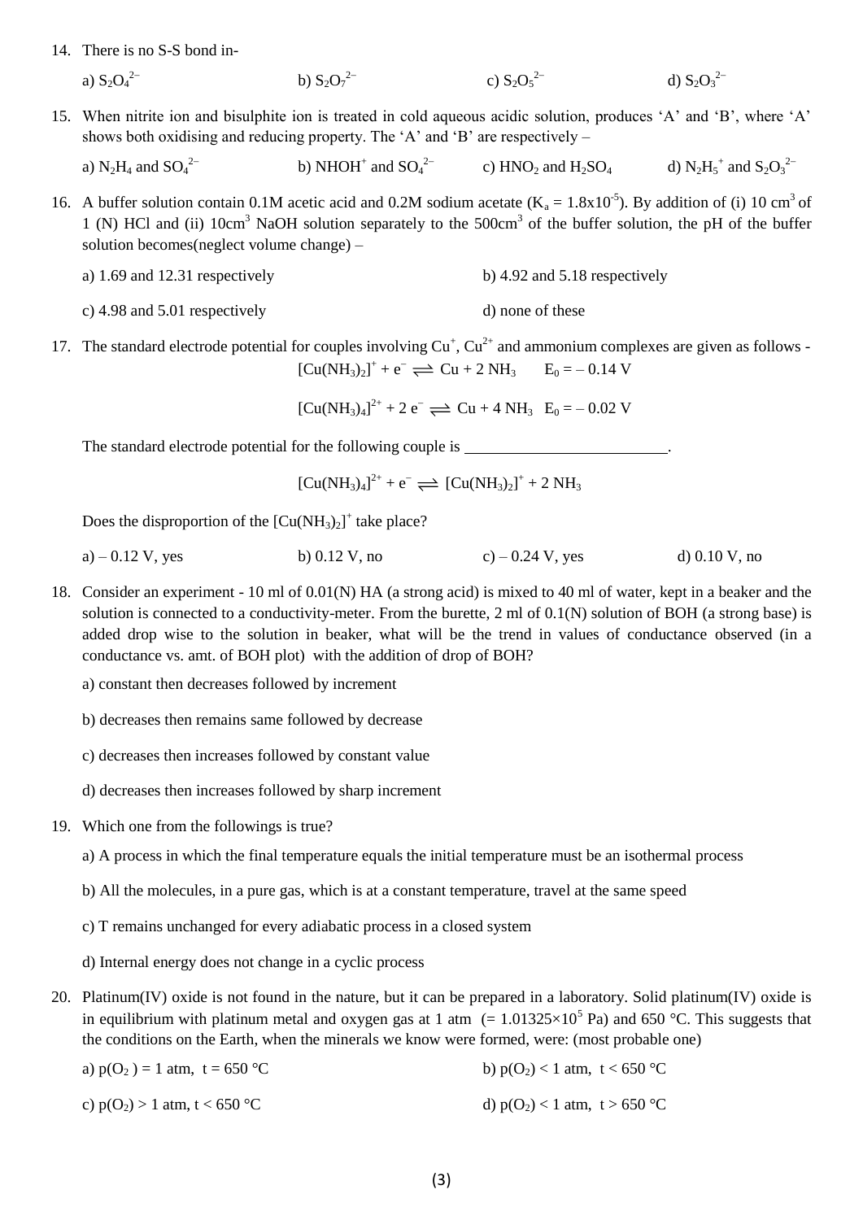14. There is no S-S bond in-

    a) $S_2O_4^{2-}$　　　b) $S_2O_7^{2-}$　　　c) $S_2O_5^{2-}$　　　d) $S_2O_3^{2-}$

15. When nitrite ion and bisulphite ion is treated in cold aqueous acidic solution, produces 'A' and 'B', where 'A' shows both oxidising and reducing property. The 'A' and 'B' are respectively –

    a) $N_2H_4$ and $SO_4^{2-}$　　　b) $NHOH^+$ and $SO_4^{2-}$　　　c) $HNO_2$ and $H_2SO_4$　　　d) $N_2H_5^+$ and $S_2O_3^{2-}$

16. A buffer solution contain 0.1M acetic acid and 0.2M sodium acetate ($K_a = 1.8\text{x}10^{-5}$). By addition of of (i) 10 $cm^3$ of 1 (N) HCl and (ii) 10$cm^3$ NaOH solution separately to the 500$cm^3$ of the buffer solution, the pH of the buffer solution becomes(neglect volume change) –

    a) 1.69 and 12.31 respectively

    b) 4.92 and 5.18 respectively

    c) 4.98 and 5.01 respectively

    d) none of these

17. The standard electrode potential for couples involving $Cu^+$, $Cu^{2+}$ and ammonium complexes are given as follows -

$$[Cu(NH_3)_2]^+ + e^- \rightleftharpoons Cu + 2\,NH_3 \quad E_0 = -\,0.14\text{ V}$$

$$[Cu(NH_3)_4]^{2+} + 2\,e^- \rightleftharpoons Cu + 4\,NH_3 \quad E_0 = -\,0.02\text{ V}$$

The standard electrode potential for the following couple is \_\_\_\_\_\_\_\_\_\_\_\_\_\_\_\_\_\_\_\_\_\_\_\_\_.

$$[Cu(NH_3)_4]^{2+} + e^- \rightleftharpoons [Cu(NH_3)_2]^+ + 2\,NH_3$$

Does the disproportion of the $[Cu(NH_3)_2]^+$ take place?

    a) – 0.12 V, yes　　　b) 0.12 V, no　　　c) – 0.24 V, yes　　　d) 0.10 V, no

18. Consider an experiment - 10 ml of 0.01(N) HA (a strong acid) is mixed to 40 ml of water, kept in a beaker and the solution is connected to a conductivity-meter. From the burette, 2 ml of 0.1(N) solution of BOH (a strong base) is added drop wise to the solution in beaker, what will be the trend in values of conductance observed (in a conductance vs. amt. of BOH plot) with the addition of drop of BOH?

    a) constant then decreases followed by increment

    b) decreases then remains same followed by decrease

    c) decreases then increases followed by constant value

    d) decreases then increases followed by sharp increment

19. Which one from the followings is true?

    a) A process in which the final temperature equals the initial temperature must be an isothermal process

    b) All the molecules, in a pure gas, which is at a constant temperature, travel at the same speed

    c) T remains unchanged for every adiabatic process in a closed system

    d) Internal energy does not change in a cyclic process

20. Platinum(IV) oxide is not found in the nature, but it can be prepared in a laboratory. Solid platinum(IV) oxide is in equilibrium with platinum metal and oxygen gas at 1 atm (= $1.01325\times10^5$ Pa) and 650 °C. This suggests that the conditions on the Earth, when the minerals we know were formed, were: (most probable one)

    a) $p(O_2) = 1$ atm, $t = 650$ °C

    b) $p(O_2) < 1$ atm, $t < 650$ °C

    c) $p(O_2) > 1$ atm, $t < 650$ °C

    d) $p(O_2) < 1$ atm, $t > 650$ °C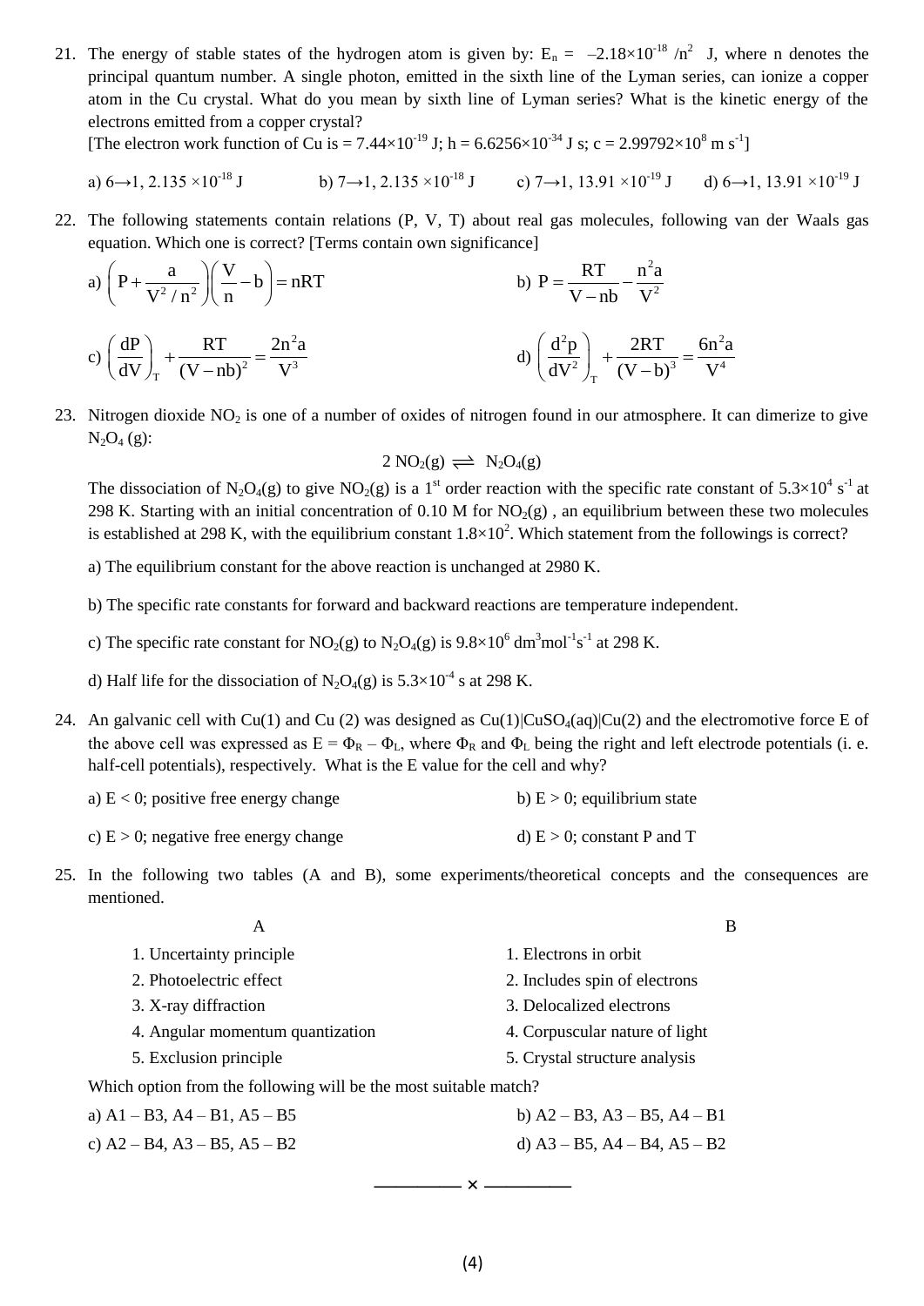21. The energy of stable states of the hydrogen atom is given by: $E_n = -2.18\times10^{-18}/n^2$ J, where n denotes the principal quantum number. A single photon, emitted in the sixth line of the Lyman series, can ionize a copper atom in the Cu crystal. What do you mean by sixth line of Lyman series? What is the kinetic energy of the electrons emitted from a copper crystal?
[The electron work function of Cu is = $7.44\times10^{-19}$ J; h = $6.6256\times10^{-34}$ J s; c = $2.99792\times10^{8}$ m s$^{-1}$]

    a) $6\rightarrow1$, $2.135\times10^{-18}$ J  b) $7\rightarrow1$, $2.135\times10^{-18}$ J  c) $7\rightarrow1$, $13.91\times10^{-19}$ J  d) $6\rightarrow1$, $13.91\times10^{-19}$ J

22. The following statements contain relations (P, V, T) about real gas molecules, following van der Waals gas equation. Which one is correct? [Terms contain own significance]

    a) $\left(P + \dfrac{a}{V^2/n^2}\right)\left(\dfrac{V}{n} - b\right) = nRT$  b) $P = \dfrac{RT}{V - nb} - \dfrac{n^2a}{V^2}$

    c) $\left(\dfrac{dP}{dV}\right)_T + \dfrac{RT}{(V - nb)^2} = \dfrac{2n^2a}{V^3}$  d) $\left(\dfrac{d^2p}{dV^2}\right)_T + \dfrac{2RT}{(V - b)^3} = \dfrac{6n^2a}{V^4}$

23. Nitrogen dioxide $NO_2$ is one of a number of oxides of nitrogen found in our atmosphere. It can dimerize to give $N_2O_4$ (g):

$$2\,NO_2(g) \rightleftharpoons N_2O_4(g)$$

    The dissociation of $N_2O_4(g)$ to give $NO_2(g)$ is a 1st order reaction with the specific rate constant of $5.3\times10^{4}$ s$^{-1}$ at 298 K. Starting with an initial concentration of 0.10 M for $NO_2(g)$, an equilibrium between these two molecules is established at 298 K, with the equilibrium constant $1.8\times10^{2}$. Which statement from the followings is correct?

    a) The equilibrium constant for the above reaction is unchanged at 2980 K.

    b) The specific rate constants for forward and backward reactions are temperature independent.

    c) The specific rate constant for $NO_2(g)$ to $N_2O_4(g)$ is $9.8\times10^{6}$ dm$^3$mol$^{-1}$s$^{-1}$ at 298 K.

    d) Half life for the dissociation of $N_2O_4(g)$ is $5.3\times10^{-4}$ s at 298 K.

24. An galvanic cell with Cu(1) and Cu (2) was designed as Cu(1)|$CuSO_4$(aq)|Cu(2) and the electromotive force E of the above cell was expressed as $E = \Phi_R - \Phi_L$, where $\Phi_R$ and $\Phi_L$ being the right and left electrode potentials (i. e. half-cell potentials), respectively. What is the E value for the cell and why?

    a) $E < 0$; positive free energy change  b) $E > 0$; equilibrium state

    c) $E > 0$; negative free energy change  d) $E > 0$; constant P and T

25. In the following two tables (A and B), some experiments/theoretical concepts and the consequences are mentioned.

| A | B |
|---|---|
| 1. Uncertainty principle | 1. Electrons in orbit |
| 2. Photoelectric effect | 2. Includes spin of electrons |
| 3. X-ray diffraction | 3. Delocalized electrons |
| 4. Angular momentum quantization | 4. Corpuscular nature of light |
| 5. Exclusion principle | 5. Crystal structure analysis |

    Which option from the following will be the most suitable match?

    a) A1 – B3, A4 – B1, A5 – B5  b) A2 – B3, A3 – B5, A4 – B1

    c) A2 – B4, A3 – B5, A5 – B2  d) A3 – B5, A4 – B4, A5 – B2

———— × ————